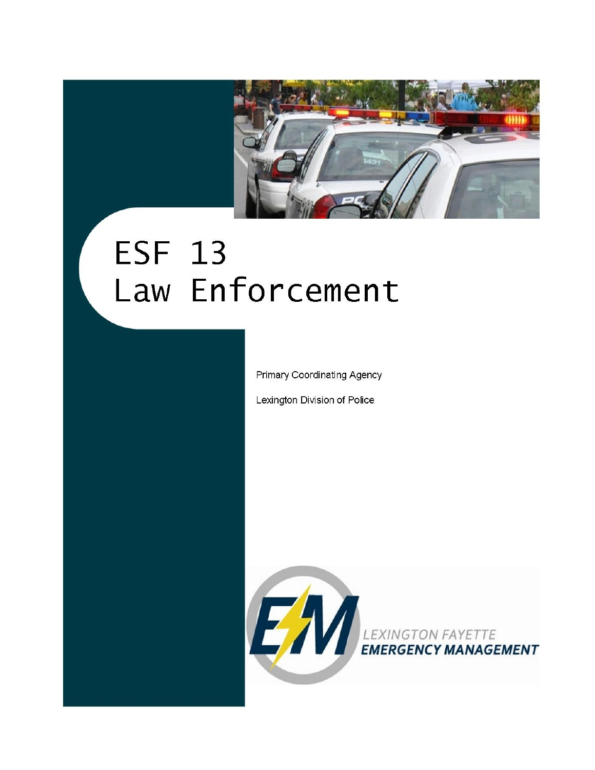# ESF 13
# Law Enforcement

Primary Coordinating Agency

Lexington Division of Police

LEXINGTON FAYETTE
EMERGENCY MANAGEMENT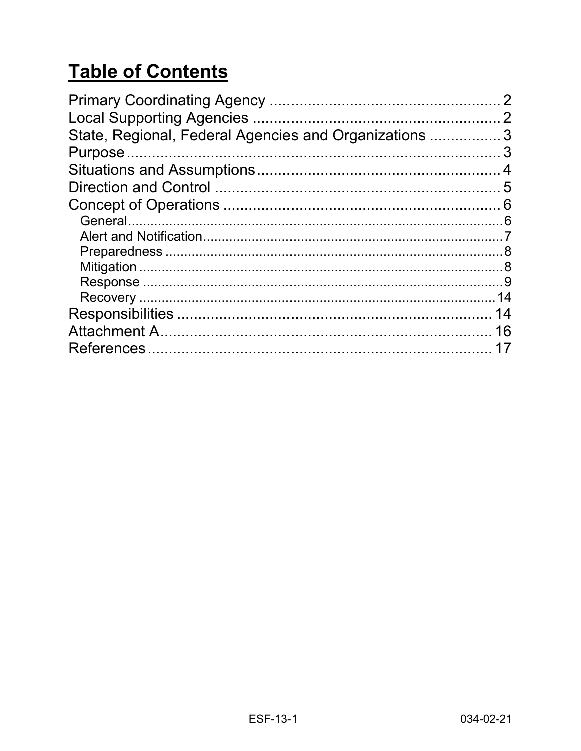# Table of Contents

Primary Coordinating Agency ........................................................ 2
Local Supporting Agencies ............................................................ 2
State, Regional, Federal Agencies and Organizations ................. 3
Purpose .......................................................................................... 3
Situations and Assumptions .......................................................... 4
Direction and Control .................................................................... 5
Concept of Operations .................................................................. 6
- General ........................................................................................ 6
- Alert and Notification ................................................................... 7
- Preparedness ............................................................................... 8
- Mitigation ..................................................................................... 8
- Response ..................................................................................... 9
- Recovery .................................................................................... 14

Responsibilities ............................................................................ 14
Attachment A ................................................................................ 16
References .................................................................................... 17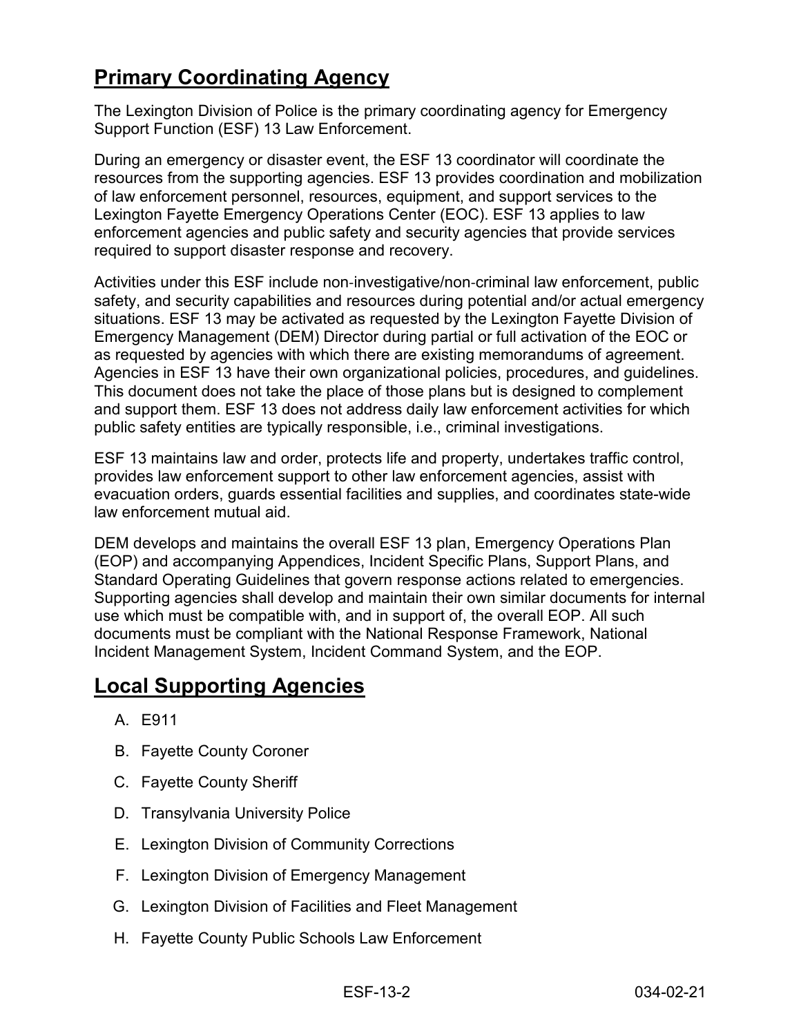## Primary Coordinating Agency

The Lexington Division of Police is the primary coordinating agency for Emergency Support Function (ESF) 13 Law Enforcement.

During an emergency or disaster event, the ESF 13 coordinator will coordinate the resources from the supporting agencies. ESF 13 provides coordination and mobilization of law enforcement personnel, resources, equipment, and support services to the Lexington Fayette Emergency Operations Center (EOC). ESF 13 applies to law enforcement agencies and public safety and security agencies that provide services required to support disaster response and recovery.

Activities under this ESF include non-investigative/non-criminal law enforcement, public safety, and security capabilities and resources during potential and/or actual emergency situations. ESF 13 may be activated as requested by the Lexington Fayette Division of Emergency Management (DEM) Director during partial or full activation of the EOC or as requested by agencies with which there are existing memorandums of agreement. Agencies in ESF 13 have their own organizational policies, procedures, and guidelines. This document does not take the place of those plans but is designed to complement and support them. ESF 13 does not address daily law enforcement activities for which public safety entities are typically responsible, i.e., criminal investigations.

ESF 13 maintains law and order, protects life and property, undertakes traffic control, provides law enforcement support to other law enforcement agencies, assist with evacuation orders, guards essential facilities and supplies, and coordinates state-wide law enforcement mutual aid.

DEM develops and maintains the overall ESF 13 plan, Emergency Operations Plan (EOP) and accompanying Appendices, Incident Specific Plans, Support Plans, and Standard Operating Guidelines that govern response actions related to emergencies. Supporting agencies shall develop and maintain their own similar documents for internal use which must be compatible with, and in support of, the overall EOP. All such documents must be compliant with the National Response Framework, National Incident Management System, Incident Command System, and the EOP.

## Local Supporting Agencies

A. E911

B. Fayette County Coroner

C. Fayette County Sheriff

D. Transylvania University Police

E. Lexington Division of Community Corrections

F. Lexington Division of Emergency Management

G. Lexington Division of Facilities and Fleet Management

H. Fayette County Public Schools Law Enforcement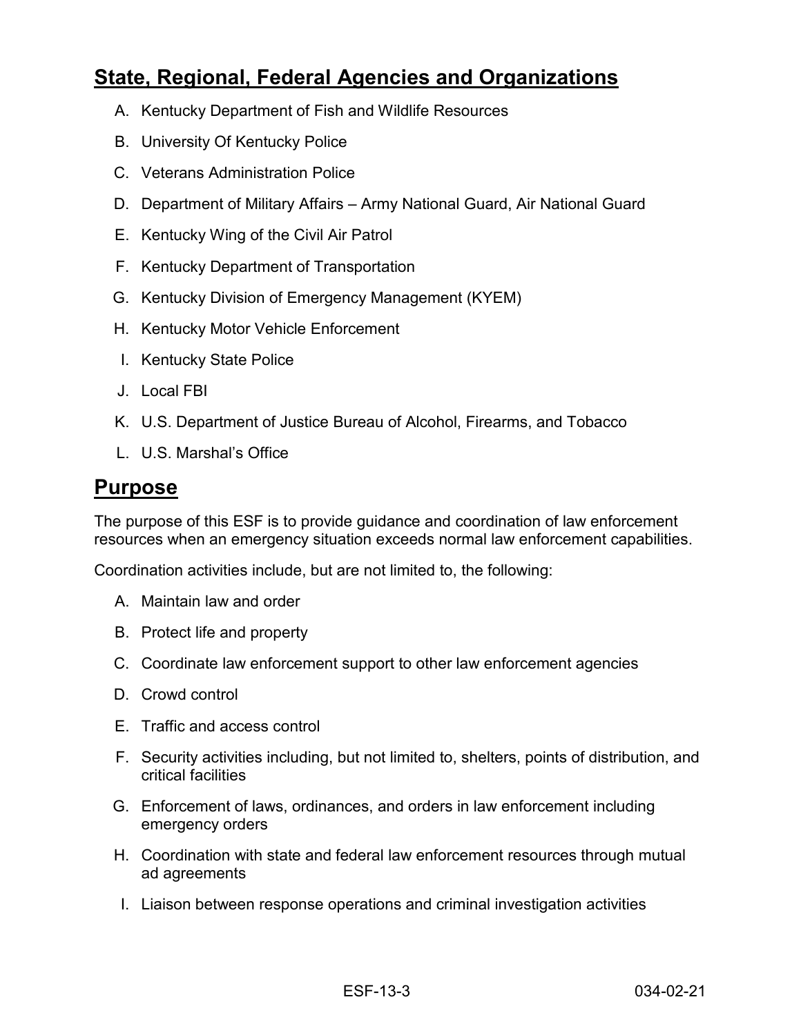## State, Regional, Federal Agencies and Organizations

A. Kentucky Department of Fish and Wildlife Resources

B. University Of Kentucky Police

C. Veterans Administration Police

D. Department of Military Affairs – Army National Guard, Air National Guard

E. Kentucky Wing of the Civil Air Patrol

F. Kentucky Department of Transportation

G. Kentucky Division of Emergency Management (KYEM)

H. Kentucky Motor Vehicle Enforcement

I. Kentucky State Police

J. Local FBI

K. U.S. Department of Justice Bureau of Alcohol, Firearms, and Tobacco

L. U.S. Marshal's Office

## Purpose

The purpose of this ESF is to provide guidance and coordination of law enforcement resources when an emergency situation exceeds normal law enforcement capabilities.

Coordination activities include, but are not limited to, the following:

A. Maintain law and order

B. Protect life and property

C. Coordinate law enforcement support to other law enforcement agencies

D. Crowd control

E. Traffic and access control

F. Security activities including, but not limited to, shelters, points of distribution, and critical facilities

G. Enforcement of laws, ordinances, and orders in law enforcement including emergency orders

H. Coordination with state and federal law enforcement resources through mutual ad agreements

I. Liaison between response operations and criminal investigation activities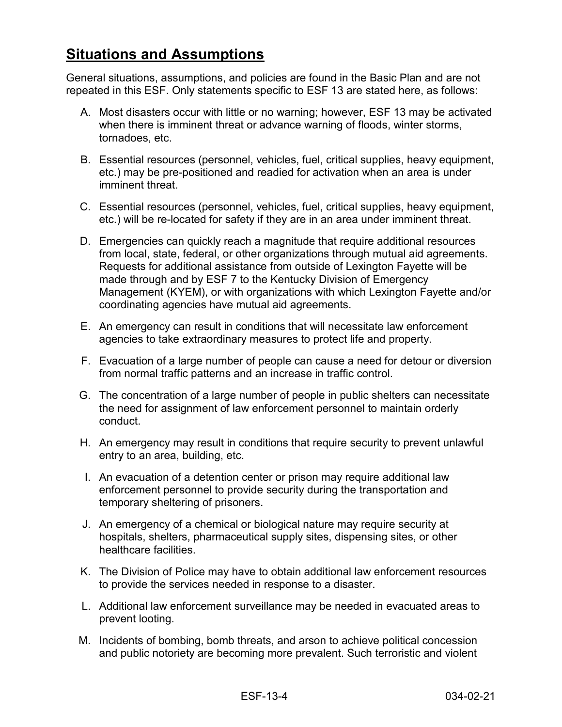## Situations and Assumptions

General situations, assumptions, and policies are found in the Basic Plan and are not repeated in this ESF. Only statements specific to ESF 13 are stated here, as follows:

A. Most disasters occur with little or no warning; however, ESF 13 may be activated when there is imminent threat or advance warning of floods, winter storms, tornadoes, etc.

B. Essential resources (personnel, vehicles, fuel, critical supplies, heavy equipment, etc.) may be pre-positioned and readied for activation when an area is under imminent threat.

C. Essential resources (personnel, vehicles, fuel, critical supplies, heavy equipment, etc.) will be re-located for safety if they are in an area under imminent threat.

D. Emergencies can quickly reach a magnitude that require additional resources from local, state, federal, or other organizations through mutual aid agreements. Requests for additional assistance from outside of Lexington Fayette will be made through and by ESF 7 to the Kentucky Division of Emergency Management (KYEM), or with organizations with which Lexington Fayette and/or coordinating agencies have mutual aid agreements.

E. An emergency can result in conditions that will necessitate law enforcement agencies to take extraordinary measures to protect life and property.

F. Evacuation of a large number of people can cause a need for detour or diversion from normal traffic patterns and an increase in traffic control.

G. The concentration of a large number of people in public shelters can necessitate the need for assignment of law enforcement personnel to maintain orderly conduct.

H. An emergency may result in conditions that require security to prevent unlawful entry to an area, building, etc.

I. An evacuation of a detention center or prison may require additional law enforcement personnel to provide security during the transportation and temporary sheltering of prisoners.

J. An emergency of a chemical or biological nature may require security at hospitals, shelters, pharmaceutical supply sites, dispensing sites, or other healthcare facilities.

K. The Division of Police may have to obtain additional law enforcement resources to provide the services needed in response to a disaster.

L. Additional law enforcement surveillance may be needed in evacuated areas to prevent looting.

M. Incidents of bombing, bomb threats, and arson to achieve political concession and public notoriety are becoming more prevalent. Such terroristic and violent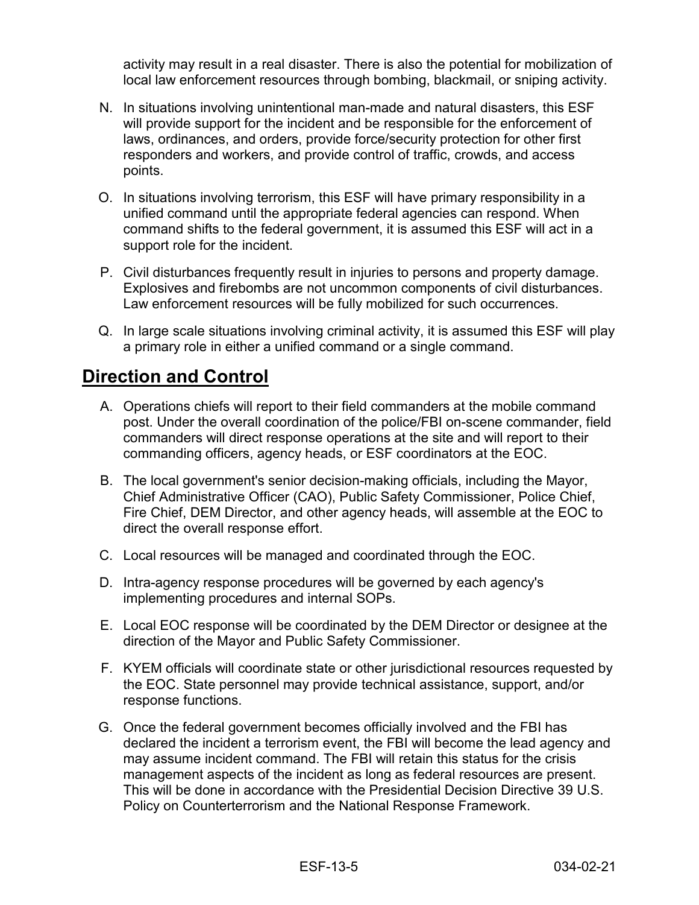activity may result in a real disaster. There is also the potential for mobilization of local law enforcement resources through bombing, blackmail, or sniping activity.

N. In situations involving unintentional man-made and natural disasters, this ESF will provide support for the incident and be responsible for the enforcement of laws, ordinances, and orders, provide force/security protection for other first responders and workers, and provide control of traffic, crowds, and access points.

O. In situations involving terrorism, this ESF will have primary responsibility in a unified command until the appropriate federal agencies can respond. When command shifts to the federal government, it is assumed this ESF will act in a support role for the incident.

P. Civil disturbances frequently result in injuries to persons and property damage. Explosives and firebombs are not uncommon components of civil disturbances. Law enforcement resources will be fully mobilized for such occurrences.

Q. In large scale situations involving criminal activity, it is assumed this ESF will play a primary role in either a unified command or a single command.

## Direction and Control

A. Operations chiefs will report to their field commanders at the mobile command post. Under the overall coordination of the police/FBI on-scene commander, field commanders will direct response operations at the site and will report to their commanding officers, agency heads, or ESF coordinators at the EOC.

B. The local government's senior decision-making officials, including the Mayor, Chief Administrative Officer (CAO), Public Safety Commissioner, Police Chief, Fire Chief, DEM Director, and other agency heads, will assemble at the EOC to direct the overall response effort.

C. Local resources will be managed and coordinated through the EOC.

D. Intra-agency response procedures will be governed by each agency's implementing procedures and internal SOPs.

E. Local EOC response will be coordinated by the DEM Director or designee at the direction of the Mayor and Public Safety Commissioner.

F. KYEM officials will coordinate state or other jurisdictional resources requested by the EOC. State personnel may provide technical assistance, support, and/or response functions.

G. Once the federal government becomes officially involved and the FBI has declared the incident a terrorism event, the FBI will become the lead agency and may assume incident command. The FBI will retain this status for the crisis management aspects of the incident as long as federal resources are present. This will be done in accordance with the Presidential Decision Directive 39 U.S. Policy on Counterterrorism and the National Response Framework.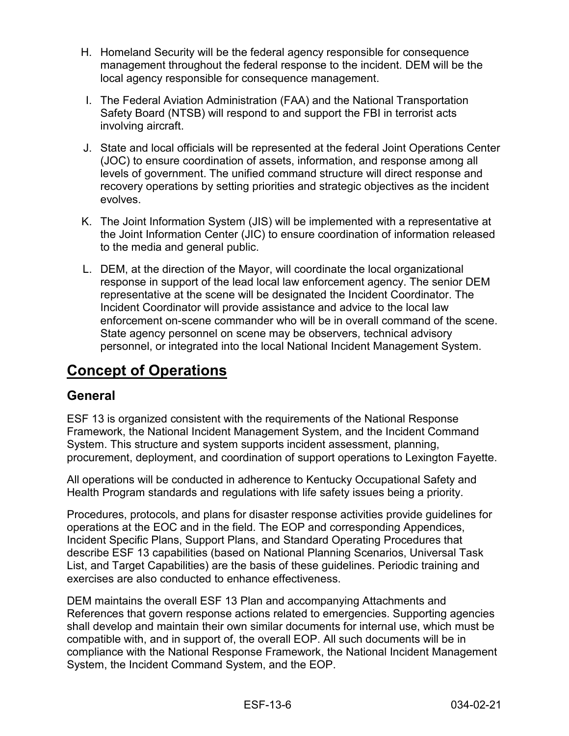H. Homeland Security will be the federal agency responsible for consequence management throughout the federal response to the incident. DEM will be the local agency responsible for consequence management.

I. The Federal Aviation Administration (FAA) and the National Transportation Safety Board (NTSB) will respond to and support the FBI in terrorist acts involving aircraft.

J. State and local officials will be represented at the federal Joint Operations Center (JOC) to ensure coordination of assets, information, and response among all levels of government. The unified command structure will direct response and recovery operations by setting priorities and strategic objectives as the incident evolves.

K. The Joint Information System (JIS) will be implemented with a representative at the Joint Information Center (JIC) to ensure coordination of information released to the media and general public.

L. DEM, at the direction of the Mayor, will coordinate the local organizational response in support of the lead local law enforcement agency. The senior DEM representative at the scene will be designated the Incident Coordinator. The Incident Coordinator will provide assistance and advice to the local law enforcement on-scene commander who will be in overall command of the scene. State agency personnel on scene may be observers, technical advisory personnel, or integrated into the local National Incident Management System.

# Concept of Operations

## General

ESF 13 is organized consistent with the requirements of the National Response Framework, the National Incident Management System, and the Incident Command System. This structure and system supports incident assessment, planning, procurement, deployment, and coordination of support operations to Lexington Fayette.

All operations will be conducted in adherence to Kentucky Occupational Safety and Health Program standards and regulations with life safety issues being a priority.

Procedures, protocols, and plans for disaster response activities provide guidelines for operations at the EOC and in the field. The EOP and corresponding Appendices, Incident Specific Plans, Support Plans, and Standard Operating Procedures that describe ESF 13 capabilities (based on National Planning Scenarios, Universal Task List, and Target Capabilities) are the basis of these guidelines. Periodic training and exercises are also conducted to enhance effectiveness.

DEM maintains the overall ESF 13 Plan and accompanying Attachments and References that govern response actions related to emergencies. Supporting agencies shall develop and maintain their own similar documents for internal use, which must be compatible with, and in support of, the overall EOP. All such documents will be in compliance with the National Response Framework, the National Incident Management System, the Incident Command System, and the EOP.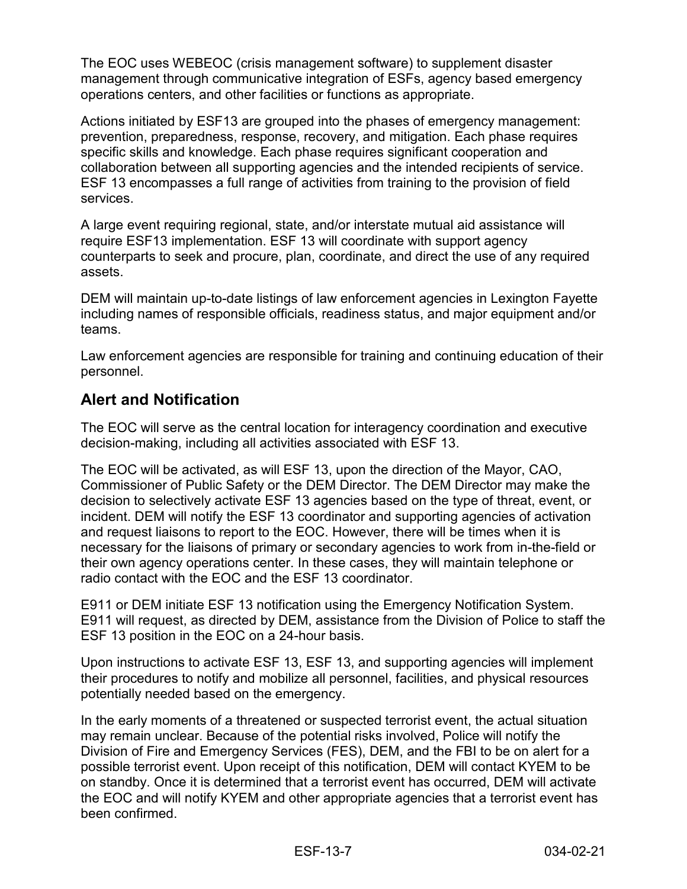The EOC uses WEBEOC (crisis management software) to supplement disaster management through communicative integration of ESFs, agency based emergency operations centers, and other facilities or functions as appropriate.

Actions initiated by ESF13 are grouped into the phases of emergency management: prevention, preparedness, response, recovery, and mitigation. Each phase requires specific skills and knowledge. Each phase requires significant cooperation and collaboration between all supporting agencies and the intended recipients of service. ESF 13 encompasses a full range of activities from training to the provision of field services.

A large event requiring regional, state, and/or interstate mutual aid assistance will require ESF13 implementation. ESF 13 will coordinate with support agency counterparts to seek and procure, plan, coordinate, and direct the use of any required assets.

DEM will maintain up-to-date listings of law enforcement agencies in Lexington Fayette including names of responsible officials, readiness status, and major equipment and/or teams.

Law enforcement agencies are responsible for training and continuing education of their personnel.

## Alert and Notification

The EOC will serve as the central location for interagency coordination and executive decision-making, including all activities associated with ESF 13.

The EOC will be activated, as will ESF 13, upon the direction of the Mayor, CAO, Commissioner of Public Safety or the DEM Director. The DEM Director may make the decision to selectively activate ESF 13 agencies based on the type of threat, event, or incident. DEM will notify the ESF 13 coordinator and supporting agencies of activation and request liaisons to report to the EOC. However, there will be times when it is necessary for the liaisons of primary or secondary agencies to work from in-the-field or their own agency operations center. In these cases, they will maintain telephone or radio contact with the EOC and the ESF 13 coordinator.

E911 or DEM initiate ESF 13 notification using the Emergency Notification System. E911 will request, as directed by DEM, assistance from the Division of Police to staff the ESF 13 position in the EOC on a 24-hour basis.

Upon instructions to activate ESF 13, ESF 13, and supporting agencies will implement their procedures to notify and mobilize all personnel, facilities, and physical resources potentially needed based on the emergency.

In the early moments of a threatened or suspected terrorist event, the actual situation may remain unclear. Because of the potential risks involved, Police will notify the Division of Fire and Emergency Services (FES), DEM, and the FBI to be on alert for a possible terrorist event. Upon receipt of this notification, DEM will contact KYEM to be on standby. Once it is determined that a terrorist event has occurred, DEM will activate the EOC and will notify KYEM and other appropriate agencies that a terrorist event has been confirmed.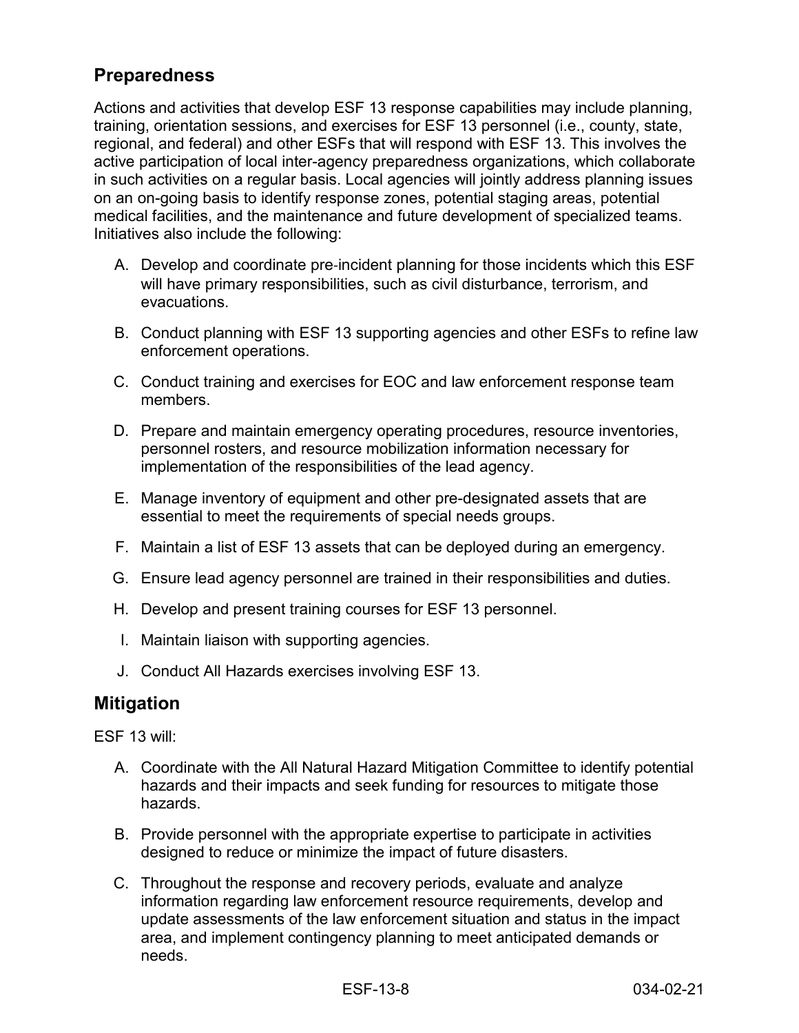## Preparedness

Actions and activities that develop ESF 13 response capabilities may include planning, training, orientation sessions, and exercises for ESF 13 personnel (i.e., county, state, regional, and federal) and other ESFs that will respond with ESF 13. This involves the active participation of local inter-agency preparedness organizations, which collaborate in such activities on a regular basis. Local agencies will jointly address planning issues on an on-going basis to identify response zones, potential staging areas, potential medical facilities, and the maintenance and future development of specialized teams. Initiatives also include the following:

A. Develop and coordinate pre-incident planning for those incidents which this ESF will have primary responsibilities, such as civil disturbance, terrorism, and evacuations.

B. Conduct planning with ESF 13 supporting agencies and other ESFs to refine law enforcement operations.

C. Conduct training and exercises for EOC and law enforcement response team members.

D. Prepare and maintain emergency operating procedures, resource inventories, personnel rosters, and resource mobilization information necessary for implementation of the responsibilities of the lead agency.

E. Manage inventory of equipment and other pre-designated assets that are essential to meet the requirements of special needs groups.

F. Maintain a list of ESF 13 assets that can be deployed during an emergency.

G. Ensure lead agency personnel are trained in their responsibilities and duties.

H. Develop and present training courses for ESF 13 personnel.

I. Maintain liaison with supporting agencies.

J. Conduct All Hazards exercises involving ESF 13.

## Mitigation

ESF 13 will:

A. Coordinate with the All Natural Hazard Mitigation Committee to identify potential hazards and their impacts and seek funding for resources to mitigate those hazards.

B. Provide personnel with the appropriate expertise to participate in activities designed to reduce or minimize the impact of future disasters.

C. Throughout the response and recovery periods, evaluate and analyze information regarding law enforcement resource requirements, develop and update assessments of the law enforcement situation and status in the impact area, and implement contingency planning to meet anticipated demands or needs.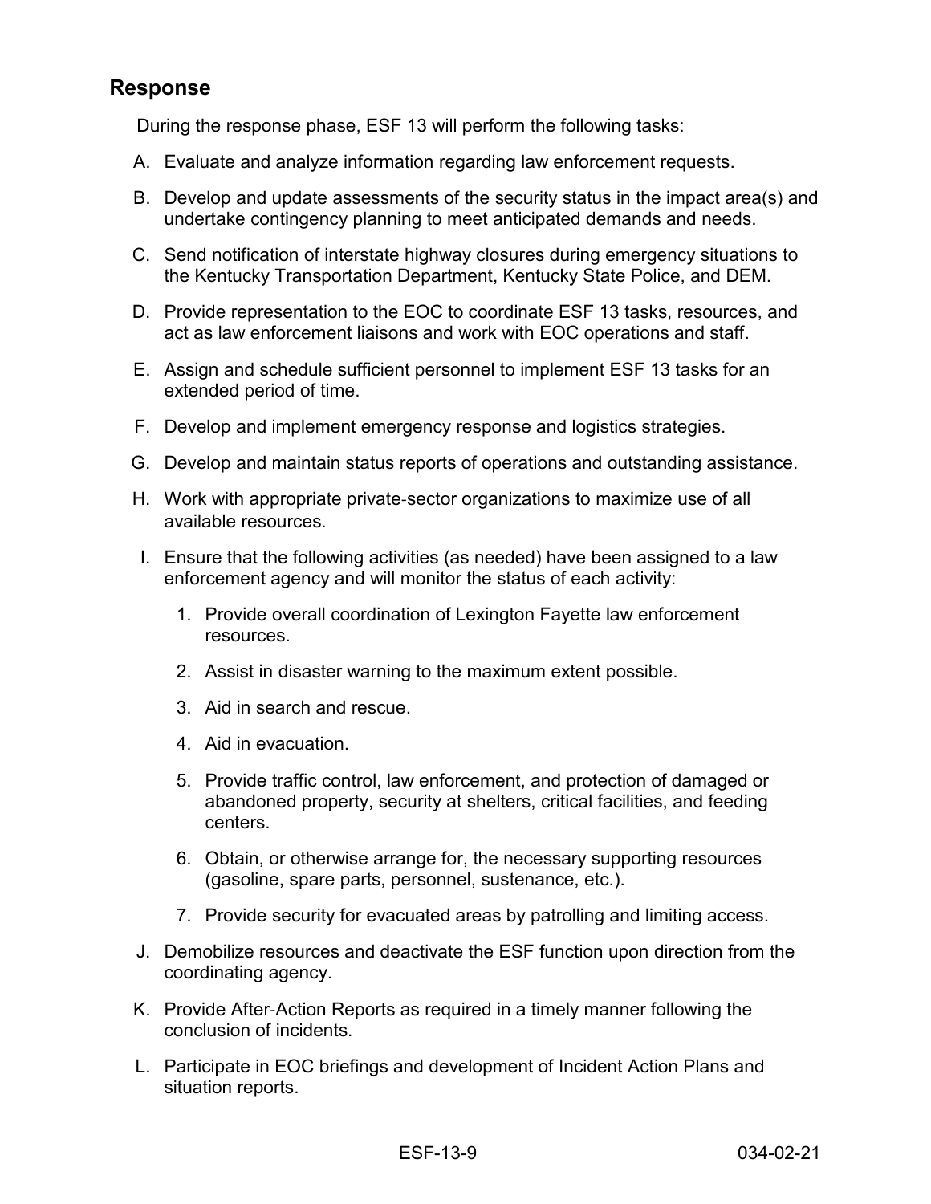## Response

During the response phase, ESF 13 will perform the following tasks:

A. Evaluate and analyze information regarding law enforcement requests.

B. Develop and update assessments of the security status in the impact area(s) and undertake contingency planning to meet anticipated demands and needs.

C. Send notification of interstate highway closures during emergency situations to the Kentucky Transportation Department, Kentucky State Police, and DEM.

D. Provide representation to the EOC to coordinate ESF 13 tasks, resources, and act as law enforcement liaisons and work with EOC operations and staff.

E. Assign and schedule sufficient personnel to implement ESF 13 tasks for an extended period of time.

F. Develop and implement emergency response and logistics strategies.

G. Develop and maintain status reports of operations and outstanding assistance.

H. Work with appropriate private-sector organizations to maximize use of all available resources.

I. Ensure that the following activities (as needed) have been assigned to a law enforcement agency and will monitor the status of each activity:

   1. Provide overall coordination of Lexington Fayette law enforcement resources.
   2. Assist in disaster warning to the maximum extent possible.
   3. Aid in search and rescue.
   4. Aid in evacuation.
   5. Provide traffic control, law enforcement, and protection of damaged or abandoned property, security at shelters, critical facilities, and feeding centers.
   6. Obtain, or otherwise arrange for, the necessary supporting resources (gasoline, spare parts, personnel, sustenance, etc.).
   7. Provide security for evacuated areas by patrolling and limiting access.

J. Demobilize resources and deactivate the ESF function upon direction from the coordinating agency.

K. Provide After-Action Reports as required in a timely manner following the conclusion of incidents.

L. Participate in EOC briefings and development of Incident Action Plans and situation reports.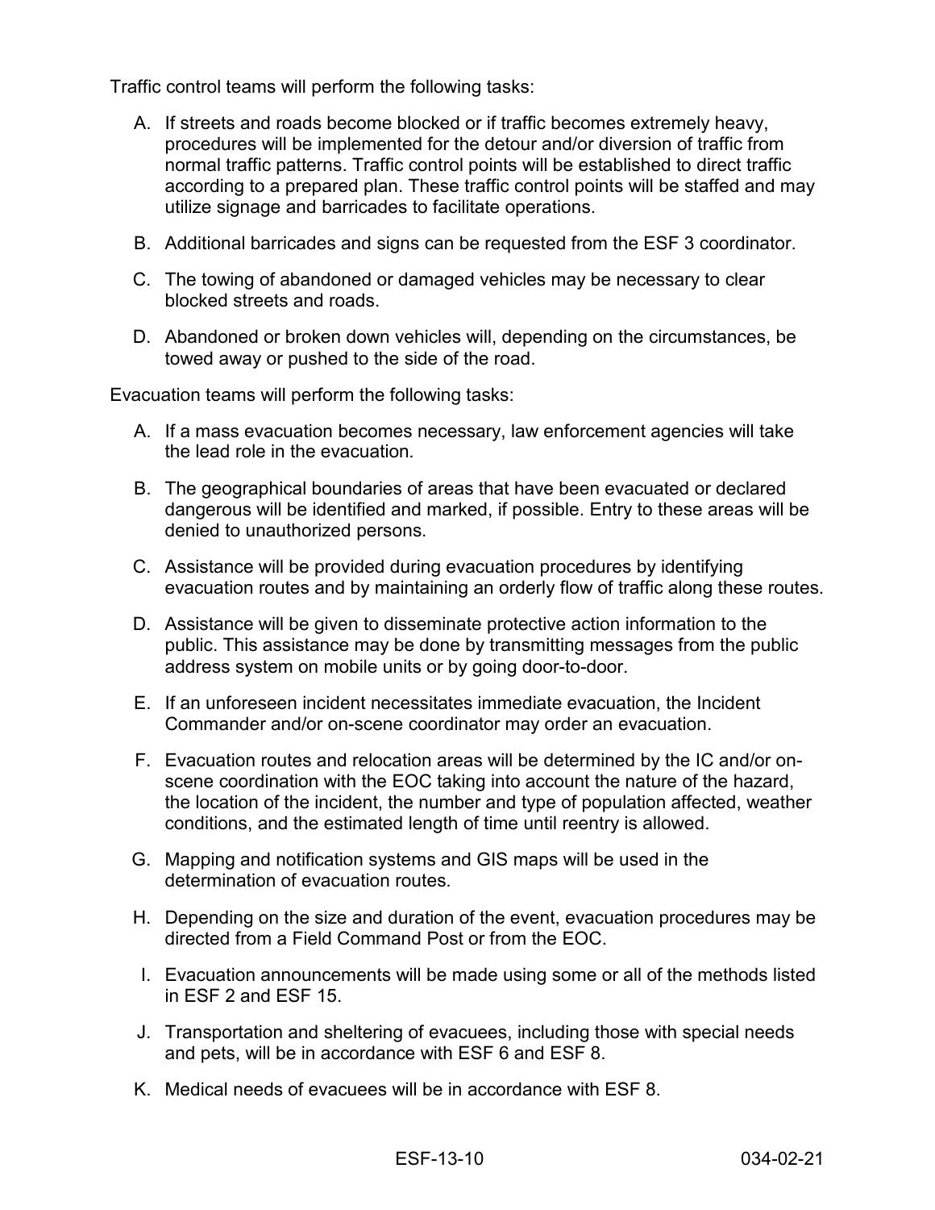Traffic control teams will perform the following tasks:

A. If streets and roads become blocked or if traffic becomes extremely heavy, procedures will be implemented for the detour and/or diversion of traffic from normal traffic patterns. Traffic control points will be established to direct traffic according to a prepared plan. These traffic control points will be staffed and may utilize signage and barricades to facilitate operations.

B. Additional barricades and signs can be requested from the ESF 3 coordinator.

C. The towing of abandoned or damaged vehicles may be necessary to clear blocked streets and roads.

D. Abandoned or broken down vehicles will, depending on the circumstances, be towed away or pushed to the side of the road.

Evacuation teams will perform the following tasks:

A. If a mass evacuation becomes necessary, law enforcement agencies will take the lead role in the evacuation.

B. The geographical boundaries of areas that have been evacuated or declared dangerous will be identified and marked, if possible. Entry to these areas will be denied to unauthorized persons.

C. Assistance will be provided during evacuation procedures by identifying evacuation routes and by maintaining an orderly flow of traffic along these routes.

D. Assistance will be given to disseminate protective action information to the public. This assistance may be done by transmitting messages from the public address system on mobile units or by going door-to-door.

E. If an unforeseen incident necessitates immediate evacuation, the Incident Commander and/or on-scene coordinator may order an evacuation.

F. Evacuation routes and relocation areas will be determined by the IC and/or on-scene coordination with the EOC taking into account the nature of the hazard, the location of the incident, the number and type of population affected, weather conditions, and the estimated length of time until reentry is allowed.

G. Mapping and notification systems and GIS maps will be used in the determination of evacuation routes.

H. Depending on the size and duration of the event, evacuation procedures may be directed from a Field Command Post or from the EOC.

I. Evacuation announcements will be made using some or all of the methods listed in ESF 2 and ESF 15.

J. Transportation and sheltering of evacuees, including those with special needs and pets, will be in accordance with ESF 6 and ESF 8.

K. Medical needs of evacuees will be in accordance with ESF 8.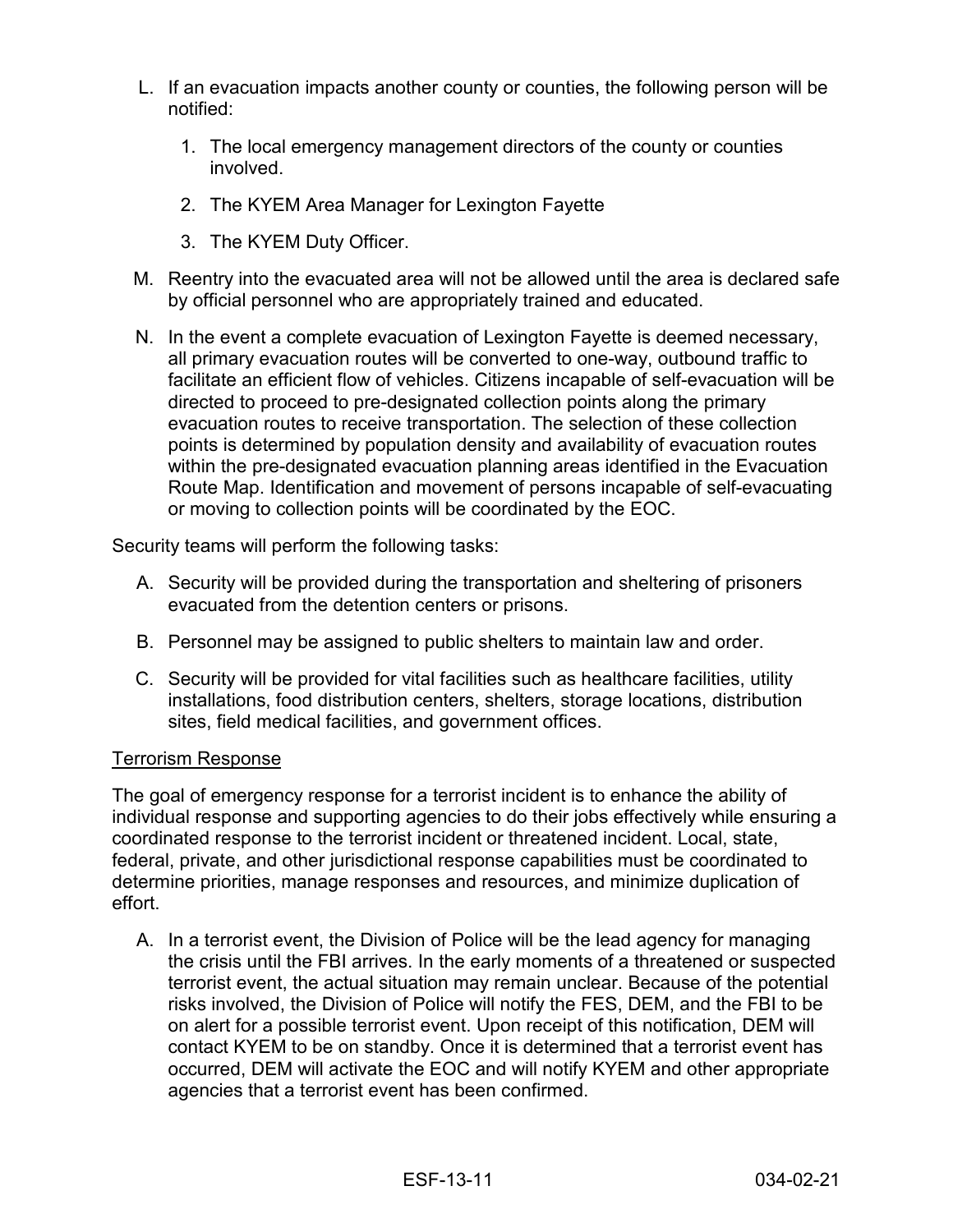L. If an evacuation impacts another county or counties, the following person will be notified:

   1. The local emergency management directors of the county or counties involved.

   2. The KYEM Area Manager for Lexington Fayette

   3. The KYEM Duty Officer.

M. Reentry into the evacuated area will not be allowed until the area is declared safe by official personnel who are appropriately trained and educated.

N. In the event a complete evacuation of Lexington Fayette is deemed necessary, all primary evacuation routes will be converted to one-way, outbound traffic to facilitate an efficient flow of vehicles. Citizens incapable of self-evacuation will be directed to proceed to pre-designated collection points along the primary evacuation routes to receive transportation. The selection of these collection points is determined by population density and availability of evacuation routes within the pre-designated evacuation planning areas identified in the Evacuation Route Map. Identification and movement of persons incapable of self-evacuating or moving to collection points will be coordinated by the EOC.

Security teams will perform the following tasks:

A. Security will be provided during the transportation and sheltering of prisoners evacuated from the detention centers or prisons.

B. Personnel may be assigned to public shelters to maintain law and order.

C. Security will be provided for vital facilities such as healthcare facilities, utility installations, food distribution centers, shelters, storage locations, distribution sites, field medical facilities, and government offices.

<u>Terrorism Response</u>

The goal of emergency response for a terrorist incident is to enhance the ability of individual response and supporting agencies to do their jobs effectively while ensuring a coordinated response to the terrorist incident or threatened incident. Local, state, federal, private, and other jurisdictional response capabilities must be coordinated to determine priorities, manage responses and resources, and minimize duplication of effort.

A. In a terrorist event, the Division of Police will be the lead agency for managing the crisis until the FBI arrives. In the early moments of a threatened or suspected terrorist event, the actual situation may remain unclear. Because of the potential risks involved, the Division of Police will notify the FES, DEM, and the FBI to be on alert for a possible terrorist event. Upon receipt of this notification, DEM will contact KYEM to be on standby. Once it is determined that a terrorist event has occurred, DEM will activate the EOC and will notify KYEM and other appropriate agencies that a terrorist event has been confirmed.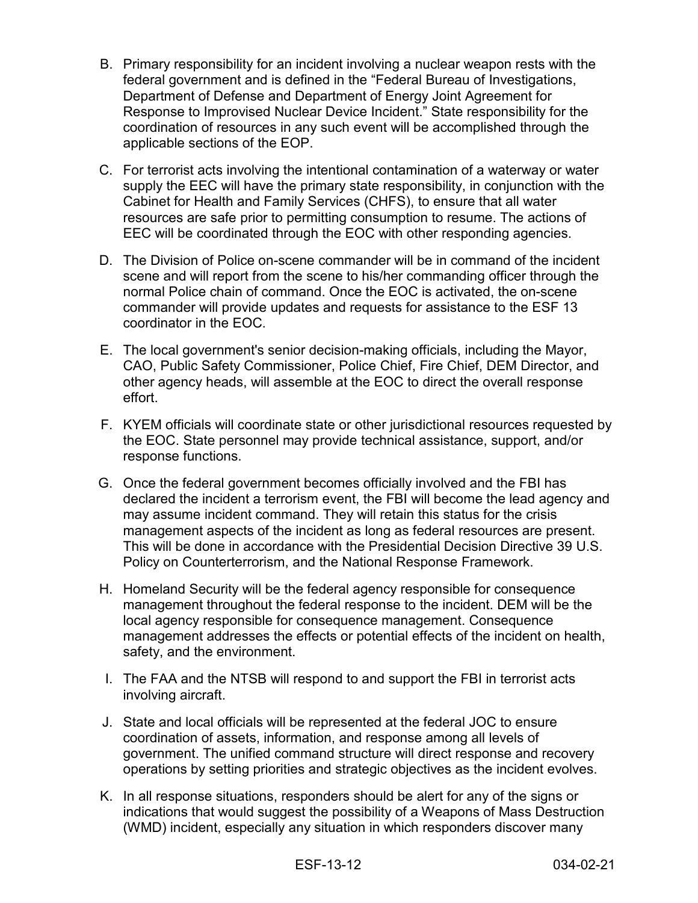B. Primary responsibility for an incident involving a nuclear weapon rests with the federal government and is defined in the "Federal Bureau of Investigations, Department of Defense and Department of Energy Joint Agreement for Response to Improvised Nuclear Device Incident." State responsibility for the coordination of resources in any such event will be accomplished through the applicable sections of the EOP.

C. For terrorist acts involving the intentional contamination of a waterway or water supply the EEC will have the primary state responsibility, in conjunction with the Cabinet for Health and Family Services (CHFS), to ensure that all water resources are safe prior to permitting consumption to resume. The actions of EEC will be coordinated through the EOC with other responding agencies.

D. The Division of Police on-scene commander will be in command of the incident scene and will report from the scene to his/her commanding officer through the normal Police chain of command. Once the EOC is activated, the on-scene commander will provide updates and requests for assistance to the ESF 13 coordinator in the EOC.

E. The local government's senior decision-making officials, including the Mayor, CAO, Public Safety Commissioner, Police Chief, Fire Chief, DEM Director, and other agency heads, will assemble at the EOC to direct the overall response effort.

F. KYEM officials will coordinate state or other jurisdictional resources requested by the EOC. State personnel may provide technical assistance, support, and/or response functions.

G. Once the federal government becomes officially involved and the FBI has declared the incident a terrorism event, the FBI will become the lead agency and may assume incident command. They will retain this status for the crisis management aspects of the incident as long as federal resources are present. This will be done in accordance with the Presidential Decision Directive 39 U.S. Policy on Counterterrorism, and the National Response Framework.

H. Homeland Security will be the federal agency responsible for consequence management throughout the federal response to the incident. DEM will be the local agency responsible for consequence management. Consequence management addresses the effects or potential effects of the incident on health, safety, and the environment.

I. The FAA and the NTSB will respond to and support the FBI in terrorist acts involving aircraft.

J. State and local officials will be represented at the federal JOC to ensure coordination of assets, information, and response among all levels of government. The unified command structure will direct response and recovery operations by setting priorities and strategic objectives as the incident evolves.

K. In all response situations, responders should be alert for any of the signs or indications that would suggest the possibility of a Weapons of Mass Destruction (WMD) incident, especially any situation in which responders discover many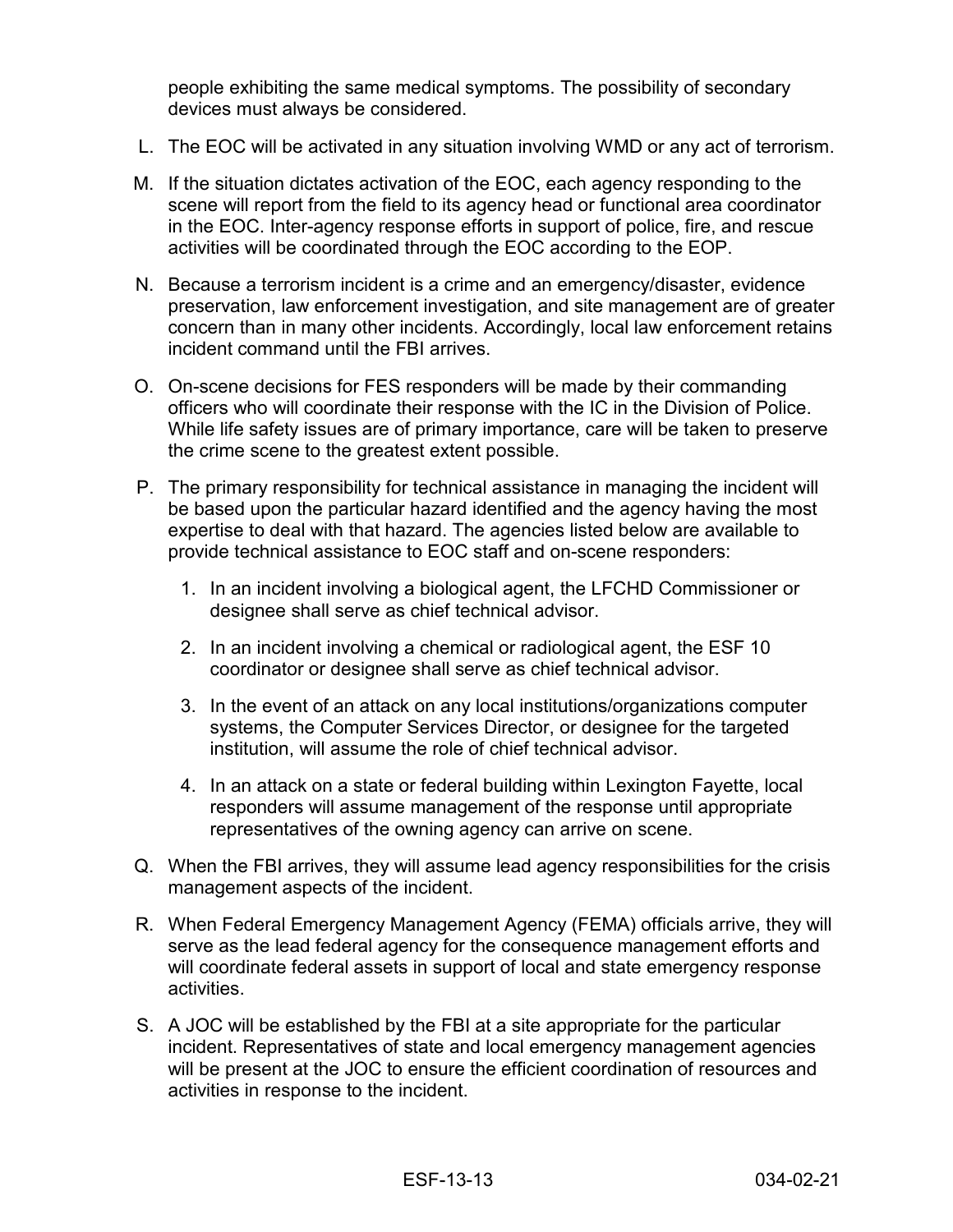people exhibiting the same medical symptoms. The possibility of secondary devices must always be considered.

L. The EOC will be activated in any situation involving WMD or any act of terrorism.

M. If the situation dictates activation of the EOC, each agency responding to the scene will report from the field to its agency head or functional area coordinator in the EOC. Inter-agency response efforts in support of police, fire, and rescue activities will be coordinated through the EOC according to the EOP.

N. Because a terrorism incident is a crime and an emergency/disaster, evidence preservation, law enforcement investigation, and site management are of greater concern than in many other incidents. Accordingly, local law enforcement retains incident command until the FBI arrives.

O. On-scene decisions for FES responders will be made by their commanding officers who will coordinate their response with the IC in the Division of Police. While life safety issues are of primary importance, care will be taken to preserve the crime scene to the greatest extent possible.

P. The primary responsibility for technical assistance in managing the incident will be based upon the particular hazard identified and the agency having the most expertise to deal with that hazard. The agencies listed below are available to provide technical assistance to EOC staff and on-scene responders:

   1. In an incident involving a biological agent, the LFCHD Commissioner or designee shall serve as chief technical advisor.

   2. In an incident involving a chemical or radiological agent, the ESF 10 coordinator or designee shall serve as chief technical advisor.

   3. In the event of an attack on any local institutions/organizations computer systems, the Computer Services Director, or designee for the targeted institution, will assume the role of chief technical advisor.

   4. In an attack on a state or federal building within Lexington Fayette, local responders will assume management of the response until appropriate representatives of the owning agency can arrive on scene.

Q. When the FBI arrives, they will assume lead agency responsibilities for the crisis management aspects of the incident.

R. When Federal Emergency Management Agency (FEMA) officials arrive, they will serve as the lead federal agency for the consequence management efforts and will coordinate federal assets in support of local and state emergency response activities.

S. A JOC will be established by the FBI at a site appropriate for the particular incident. Representatives of state and local emergency management agencies will be present at the JOC to ensure the efficient coordination of resources and activities in response to the incident.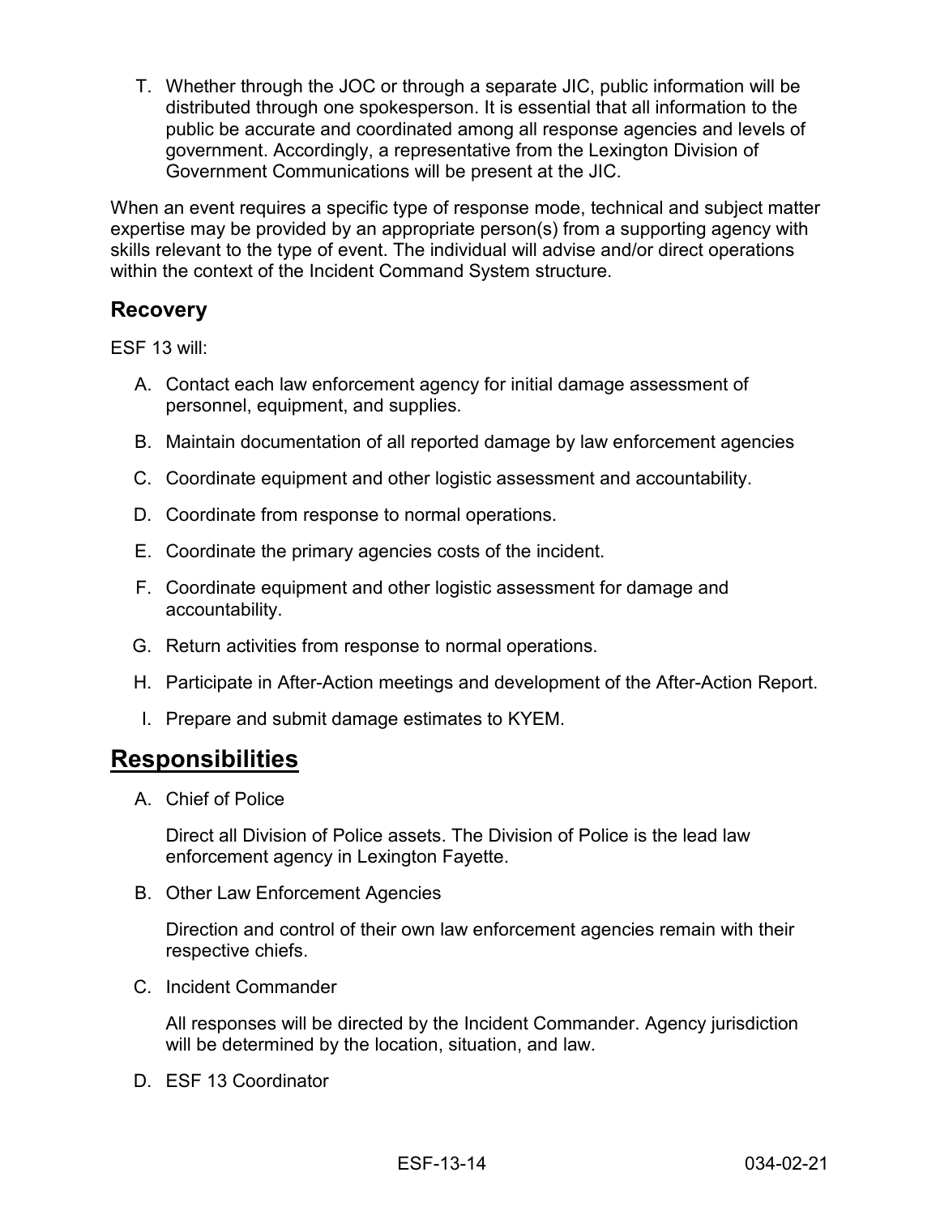T. Whether through the JOC or through a separate JIC, public information will be distributed through one spokesperson. It is essential that all information to the public be accurate and coordinated among all response agencies and levels of government. Accordingly, a representative from the Lexington Division of Government Communications will be present at the JIC.

When an event requires a specific type of response mode, technical and subject matter expertise may be provided by an appropriate person(s) from a supporting agency with skills relevant to the type of event. The individual will advise and/or direct operations within the context of the Incident Command System structure.

### Recovery

ESF 13 will:

A. Contact each law enforcement agency for initial damage assessment of personnel, equipment, and supplies.

B. Maintain documentation of all reported damage by law enforcement agencies

C. Coordinate equipment and other logistic assessment and accountability.

D. Coordinate from response to normal operations.

E. Coordinate the primary agencies costs of the incident.

F. Coordinate equipment and other logistic assessment for damage and accountability.

G. Return activities from response to normal operations.

H. Participate in After-Action meetings and development of the After-Action Report.

I. Prepare and submit damage estimates to KYEM.

## Responsibilities

A. Chief of Police

Direct all Division of Police assets. The Division of Police is the lead law enforcement agency in Lexington Fayette.

B. Other Law Enforcement Agencies

Direction and control of their own law enforcement agencies remain with their respective chiefs.

C. Incident Commander

All responses will be directed by the Incident Commander. Agency jurisdiction will be determined by the location, situation, and law.

D. ESF 13 Coordinator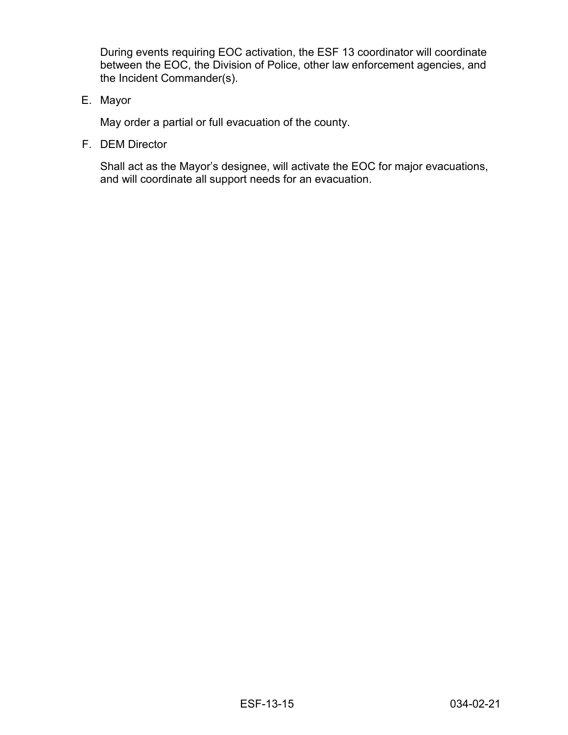During events requiring EOC activation, the ESF 13 coordinator will coordinate between the EOC, the Division of Police, other law enforcement agencies, and the Incident Commander(s).

E. Mayor

   May order a partial or full evacuation of the county.

F. DEM Director

   Shall act as the Mayor's designee, will activate the EOC for major evacuations, and will coordinate all support needs for an evacuation.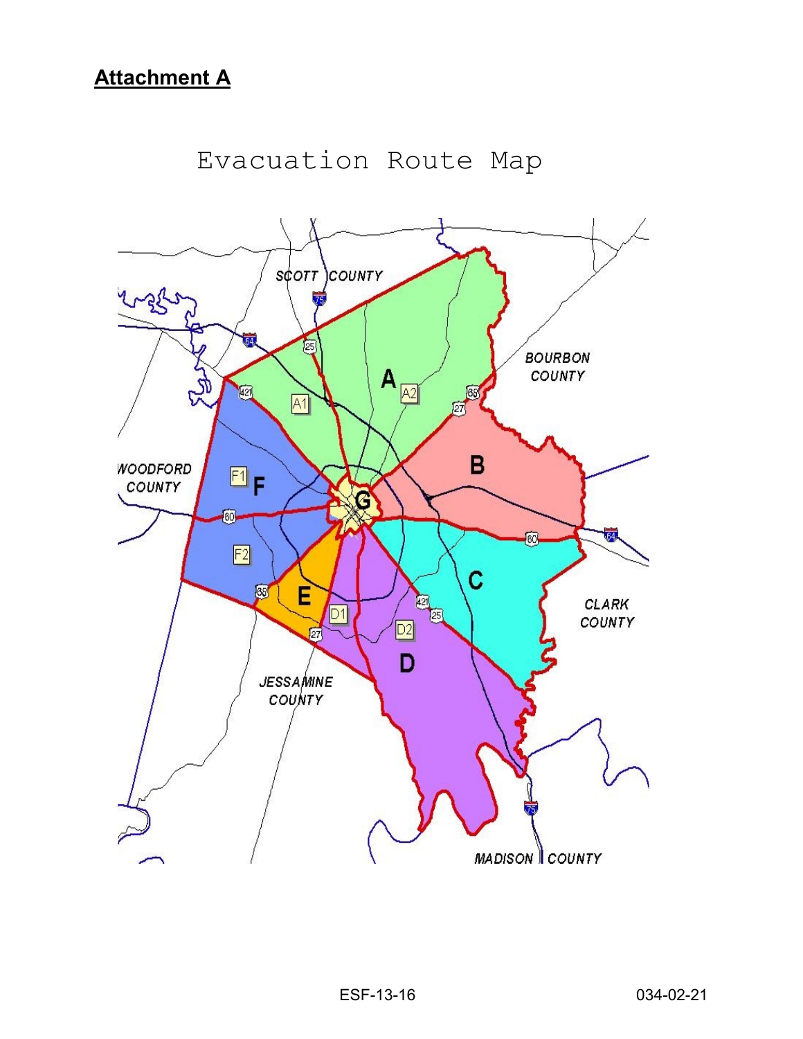## Attachment A

# Evacuation Route Map

SCOTT COUNTY

BOURBON COUNTY

WOODFORD COUNTY

CLARK COUNTY

JESSAMINE COUNTY

MADISON COUNTY

A A1 A2 B C D D1 D2 E F F1 F2 G

75 64 25 421 27 68 60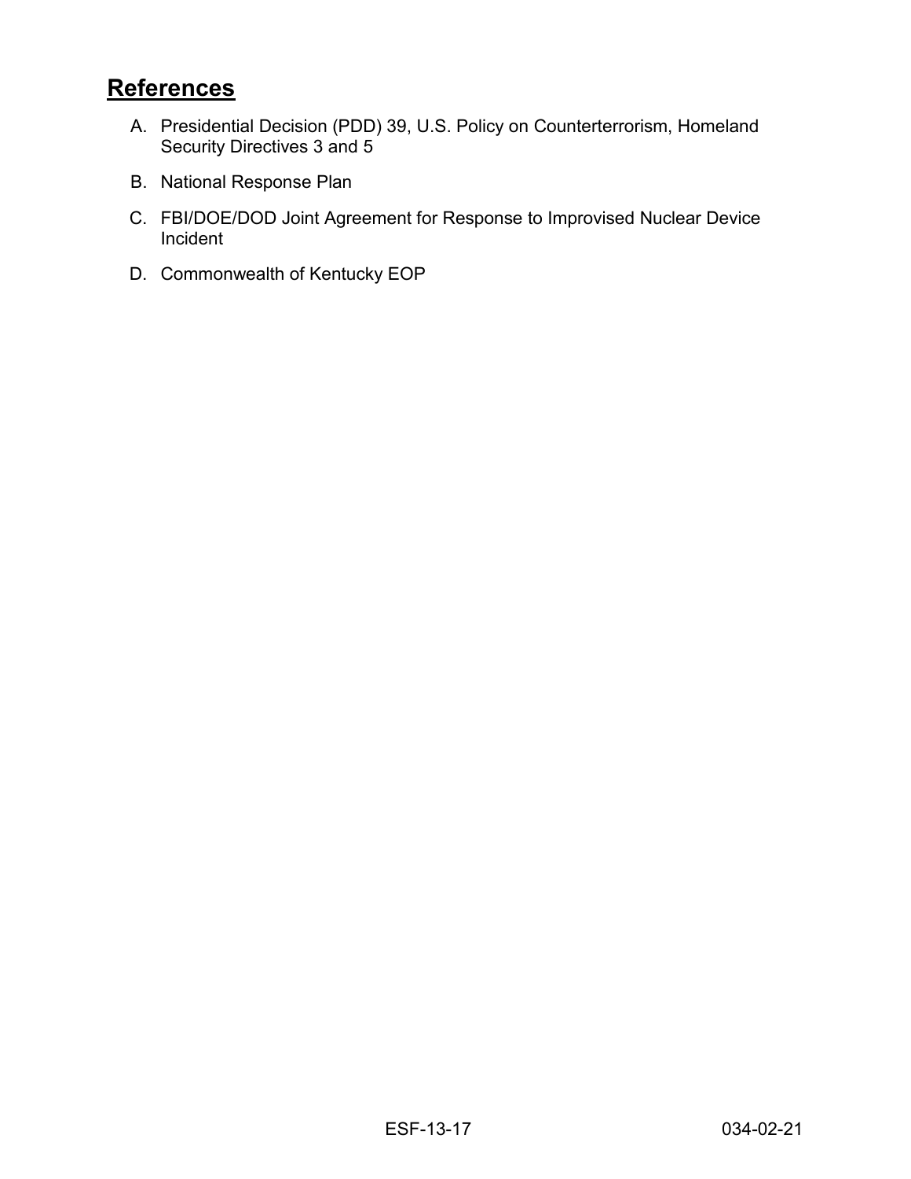## References

A. Presidential Decision (PDD) 39, U.S. Policy on Counterterrorism, Homeland Security Directives 3 and 5

B. National Response Plan

C. FBI/DOE/DOD Joint Agreement for Response to Improvised Nuclear Device Incident

D. Commonwealth of Kentucky EOP